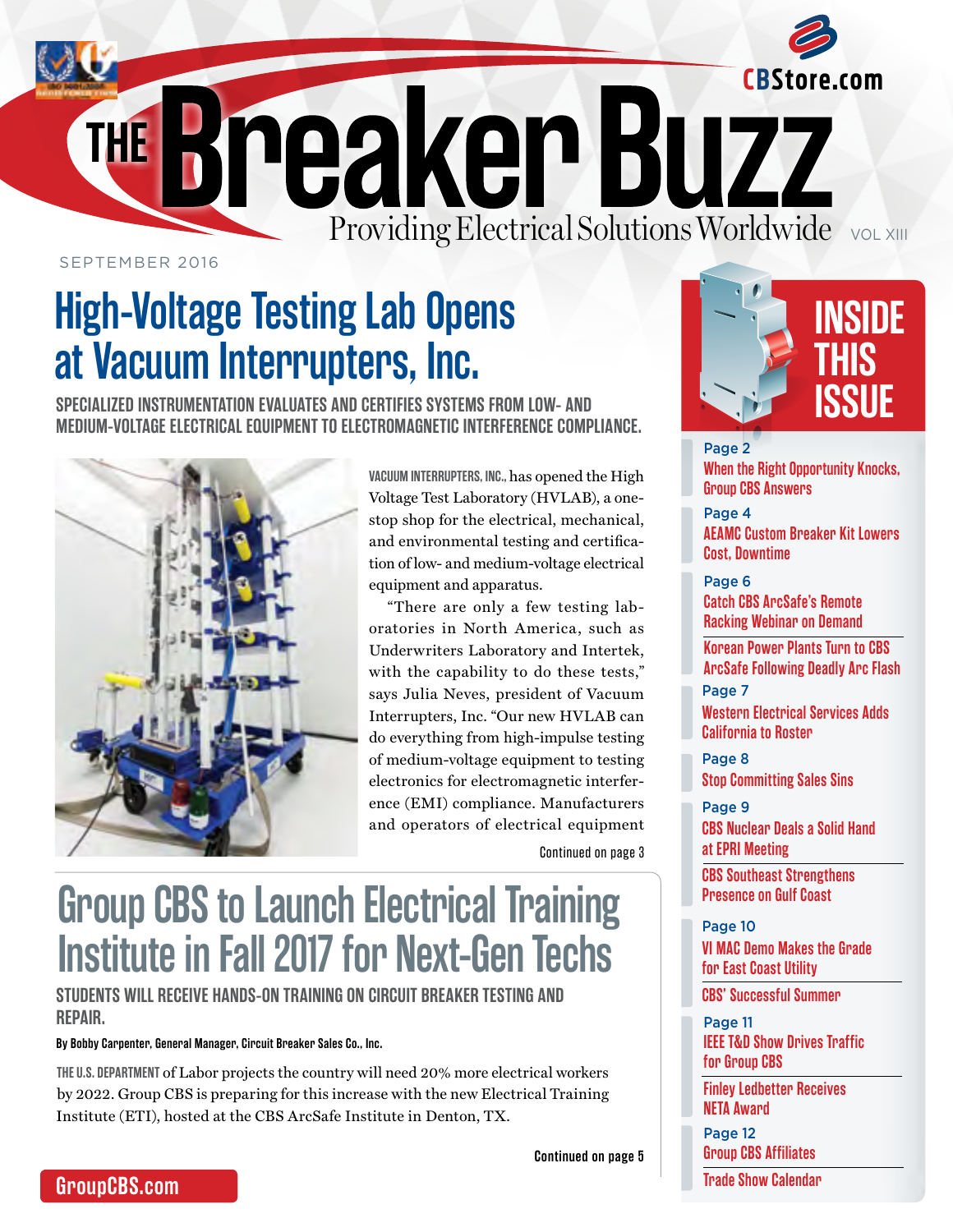# THE Breaker Buzz

Providing Electrical Solutions Worldwide VOL XIII

CBStore.com

SEPTEMBER 2016

## High-Voltage Testing Lab Opens at Vacuum Interrupters, Inc.

**SPECIALIZED INSTRUMENTATION EVALUATES AND CERTIFIES SYSTEMS FROM LOW- AND MEDIUM-VOLTAGE ELECTRICAL EQUIPMENT TO ELECTROMAGNETIC INTERFERENCE COMPLIANCE.**

VACUUM INTERRUPTERS, INC., has opened the High Voltage Test Laboratory (HVLAB), a one-stop shop for the electrical, mechanical, and environmental testing and certification of low- and medium-voltage electrical equipment and apparatus.

"There are only a few testing laboratories in North America, such as Underwriters Laboratory and Intertek, with the capability to do these tests," says Julia Neves, president of Vacuum Interrupters, Inc. "Our new HVLAB can do everything from high-impulse testing of medium-voltage equipment to testing electronics for electromagnetic interference (EMI) compliance. Manufacturers and operators of electrical equipment

Continued on page 3

## Group CBS to Launch Electrical Training Institute in Fall 2017 for Next-Gen Techs

**STUDENTS WILL RECEIVE HANDS-ON TRAINING ON CIRCUIT BREAKER TESTING AND REPAIR.**

**By Bobby Carpenter, General Manager, Circuit Breaker Sales Co., Inc.**

THE U.S. DEPARTMENT of Labor projects the country will need 20% more electrical workers by 2022. Group CBS is preparing for this increase with the new Electrical Training Institute (ETI), hosted at the CBS ArcSafe Institute in Denton, TX.

**Continued on page 5**

## INSIDE THIS ISSUE

Page 2
When the Right Opportunity Knocks, Group CBS Answers

Page 4
AEAMC Custom Breaker Kit Lowers Cost, Downtime

Page 6
Catch CBS ArcSafe's Remote Racking Webinar on Demand

Korean Power Plants Turn to CBS ArcSafe Following Deadly Arc Flash

Page 7
Western Electrical Services Adds California to Roster

Page 8
Stop Committing Sales Sins

Page 9
CBS Nuclear Deals a Solid Hand at EPRI Meeting

CBS Southeast Strengthens Presence on Gulf Coast

Page 10
VI MAC Demo Makes the Grade for East Coast Utility

CBS' Successful Summer

Page 11
IEEE T&D Show Drives Traffic for Group CBS

Finley Ledbetter Receives NETA Award

Page 12
Group CBS Affiliates

Trade Show Calendar

GroupCBS.com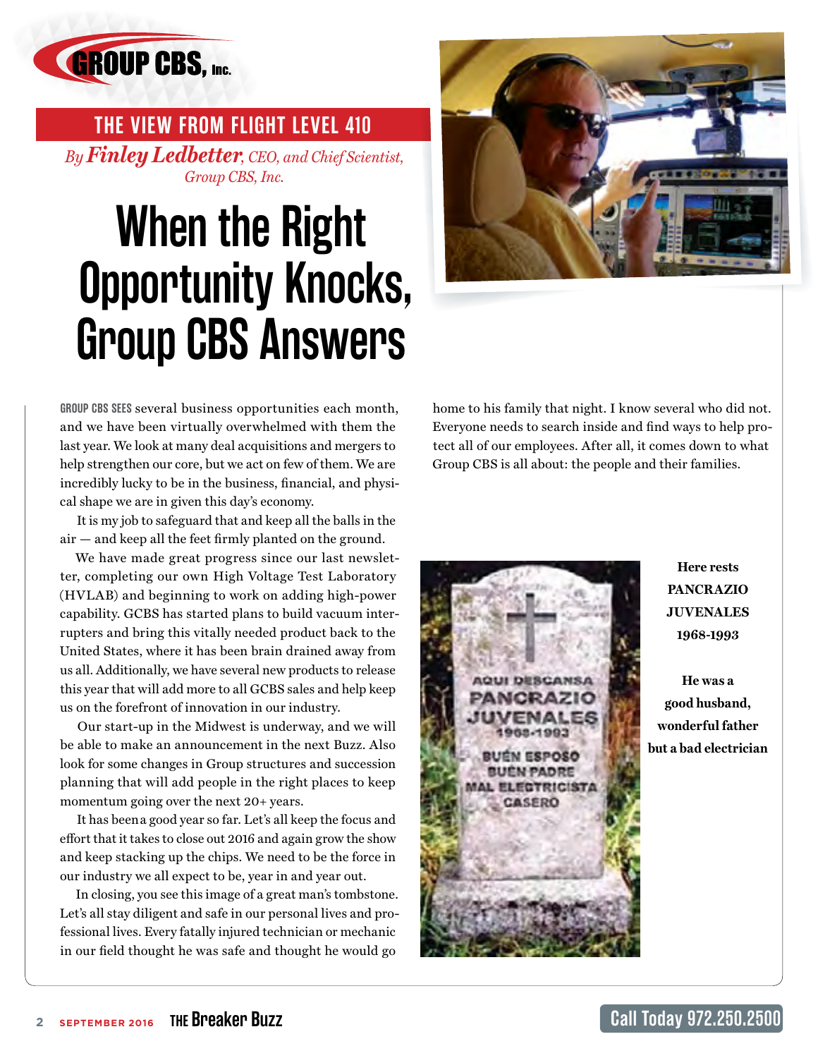GROUP CBS, Inc.

## THE VIEW FROM FLIGHT LEVEL 410

*By **Finley Ledbetter**, CEO, and Chief Scientist, Group CBS, Inc.*

# When the Right Opportunity Knocks, Group CBS Answers

GROUP CBS SEES several business opportunities each month, and we have been virtually overwhelmed with them the last year. We look at many deal acquisitions and mergers to help strengthen our core, but we act on few of them. We are incredibly lucky to be in the business, financial, and physical shape we are in given this day's economy.

It is my job to safeguard that and keep all the balls in the air — and keep all the feet firmly planted on the ground.

We have made great progress since our last newsletter, completing our own High Voltage Test Laboratory (HVLAB) and beginning to work on adding high-power capability. GCBS has started plans to build vacuum interrupters and bring this vitally needed product back to the United States, where it has been brain drained away from us all. Additionally, we have several new products to release this year that will add more to all GCBS sales and help keep us on the forefront of innovation in our industry.

Our start-up in the Midwest is underway, and we will be able to make an announcement in the next Buzz. Also look for some changes in Group structures and succession planning that will add people in the right places to keep momentum going over the next 20+ years.

It has been a good year so far. Let's all keep the focus and effort that it takes to close out 2016 and again grow the show and keep stacking up the chips. We need to be the force in our industry we all expect to be, year in and year out.

In closing, you see this image of a great man's tombstone. Let's all stay diligent and safe in our personal lives and professional lives. Every fatally injured technician or mechanic in our field thought he was safe and thought he would go home to his family that night. I know several who did not. Everyone needs to search inside and find ways to help protect all of our employees. After all, it comes down to what Group CBS is all about: the people and their families.

AQUI DESCANSA PANCRAZIO JUVENALES 1968-1993 BUÉN ESPOSO BUÉN PADRE MAL ELECTRICISTA CASERO

**Here rests PANCRAZIO JUVENALES 1968-1993**

**He was a good husband, wonderful father but a bad electrician**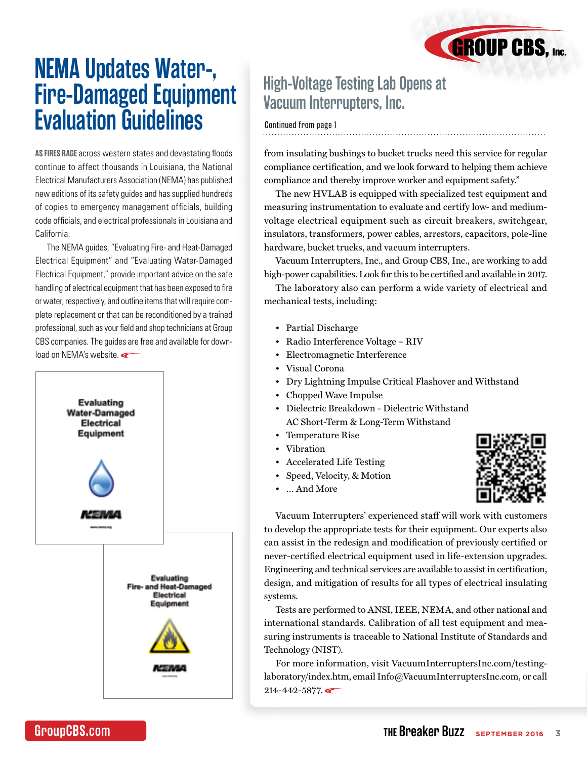# NEMA Updates Water-, Fire-Damaged Equipment Evaluation Guidelines

**AS FIRES RAGE** across western states and devastating floods continue to affect thousands in Louisiana, the National Electrical Manufacturers Association (NEMA) has published new editions of its safety guides and has supplied hundreds of copies to emergency management officials, building code officials, and electrical professionals in Louisiana and California.

The NEMA guides, "Evaluating Fire- and Heat-Damaged Electrical Equipment" and "Evaluating Water-Damaged Electrical Equipment," provide important advice on the safe handling of electrical equipment that has been exposed to fire or water, respectively, and outline items that will require complete replacement or that can be reconditioned by a trained professional, such as your field and shop technicians at Group CBS companies. The guides are free and available for download on NEMA's website.

Evaluating Water-Damaged Electrical Equipment

NEMA

Evaluating Fire- and Heat-Damaged Electrical Equipment

NEMA

## High-Voltage Testing Lab Opens at Vacuum Interrupters, Inc.

Continued from page 1

from insulating bushings to bucket trucks need this service for regular compliance certification, and we look forward to helping them achieve compliance and thereby improve worker and equipment safety."

The new HVLAB is equipped with specialized test equipment and measuring instrumentation to evaluate and certify low- and medium-voltage electrical equipment such as circuit breakers, switchgear, insulators, transformers, power cables, arrestors, capacitors, pole-line hardware, bucket trucks, and vacuum interrupters.

Vacuum Interrupters, Inc., and Group CBS, Inc., are working to add high-power capabilities. Look for this to be certified and available in 2017.

The laboratory also can perform a wide variety of electrical and mechanical tests, including:

- Partial Discharge
- Radio Interference Voltage – RIV
- Electromagnetic Interference
- Visual Corona
- Dry Lightning Impulse Critical Flashover and Withstand
- Chopped Wave Impulse
- Dielectric Breakdown - Dielectric Withstand AC Short-Term & Long-Term Withstand
- Temperature Rise
- Vibration
- Accelerated Life Testing
- Speed, Velocity, & Motion
- … And More

Vacuum Interrupters' experienced staff will work with customers to develop the appropriate tests for their equipment. Our experts also can assist in the redesign and modification of previously certified or never-certified electrical equipment used in life-extension upgrades. Engineering and technical services are available to assist in certification, design, and mitigation of results for all types of electrical insulating systems.

Tests are performed to ANSI, IEEE, NEMA, and other national and international standards. Calibration of all test equipment and measuring instruments is traceable to National Institute of Standards and Technology (NIST).

For more information, visit VacuumInterruptersInc.com/testing-laboratory/index.htm, email Info@VacuumInterruptersInc.com, or call 214-442-5877.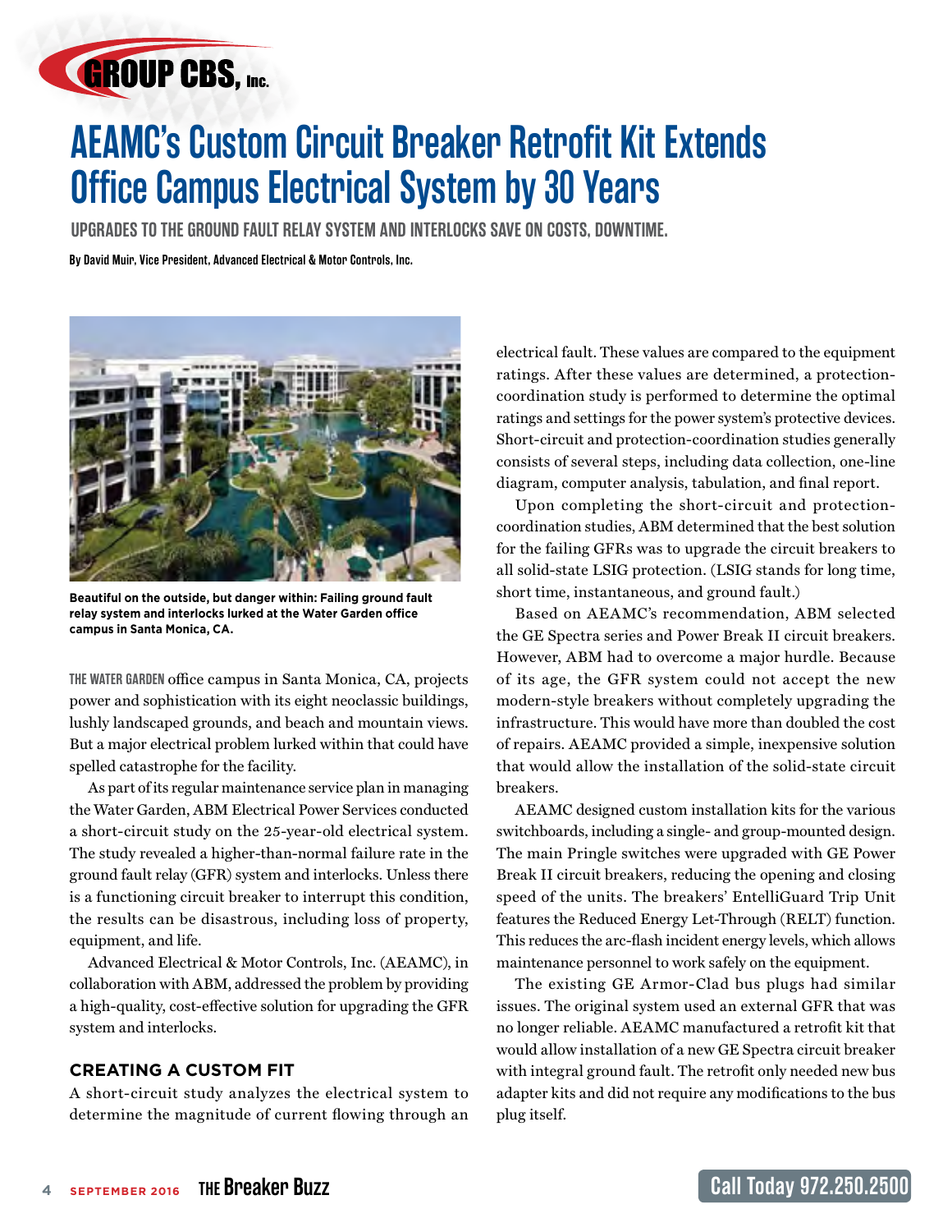# AEAMC's Custom Circuit Breaker Retrofit Kit Extends Office Campus Electrical System by 30 Years

**UPGRADES TO THE GROUND FAULT RELAY SYSTEM AND INTERLOCKS SAVE ON COSTS, DOWNTIME.**

**By David Muir, Vice President, Advanced Electrical & Motor Controls, Inc.**

**Beautiful on the outside, but danger within: Failing ground fault relay system and interlocks lurked at the Water Garden office campus in Santa Monica, CA.**

THE WATER GARDEN office campus in Santa Monica, CA, projects power and sophistication with its eight neoclassic buildings, lushly landscaped grounds, and beach and mountain views. But a major electrical problem lurked within that could have spelled catastrophe for the facility.

As part of its regular maintenance service plan in managing the Water Garden, ABM Electrical Power Services conducted a short-circuit study on the 25-year-old electrical system. The study revealed a higher-than-normal failure rate in the ground fault relay (GFR) system and interlocks. Unless there is a functioning circuit breaker to interrupt this condition, the results can be disastrous, including loss of property, equipment, and life.

Advanced Electrical & Motor Controls, Inc. (AEAMC), in collaboration with ABM, addressed the problem by providing a high-quality, cost-effective solution for upgrading the GFR system and interlocks.

## CREATING A CUSTOM FIT

A short-circuit study analyzes the electrical system to determine the magnitude of current flowing through an electrical fault. These values are compared to the equipment ratings. After these values are determined, a protection-coordination study is performed to determine the optimal ratings and settings for the power system's protective devices. Short-circuit and protection-coordination studies generally consists of several steps, including data collection, one-line diagram, computer analysis, tabulation, and final report.

Upon completing the short-circuit and protection-coordination studies, ABM determined that the best solution for the failing GFRs was to upgrade the circuit breakers to all solid-state LSIG protection. (LSIG stands for long time, short time, instantaneous, and ground fault.)

Based on AEAMC's recommendation, ABM selected the GE Spectra series and Power Break II circuit breakers. However, ABM had to overcome a major hurdle. Because of its age, the GFR system could not accept the new modern-style breakers without completely upgrading the infrastructure. This would have more than doubled the cost of repairs. AEAMC provided a simple, inexpensive solution that would allow the installation of the solid-state circuit breakers.

AEAMC designed custom installation kits for the various switchboards, including a single- and group-mounted design. The main Pringle switches were upgraded with GE Power Break II circuit breakers, reducing the opening and closing speed of the units. The breakers' EntelliGuard Trip Unit features the Reduced Energy Let-Through (RELT) function. This reduces the arc-flash incident energy levels, which allows maintenance personnel to work safely on the equipment.

The existing GE Armor-Clad bus plugs had similar issues. The original system used an external GFR that was no longer reliable. AEAMC manufactured a retrofit kit that would allow installation of a new GE Spectra circuit breaker with integral ground fault. The retrofit only needed new bus adapter kits and did not require any modifications to the bus plug itself.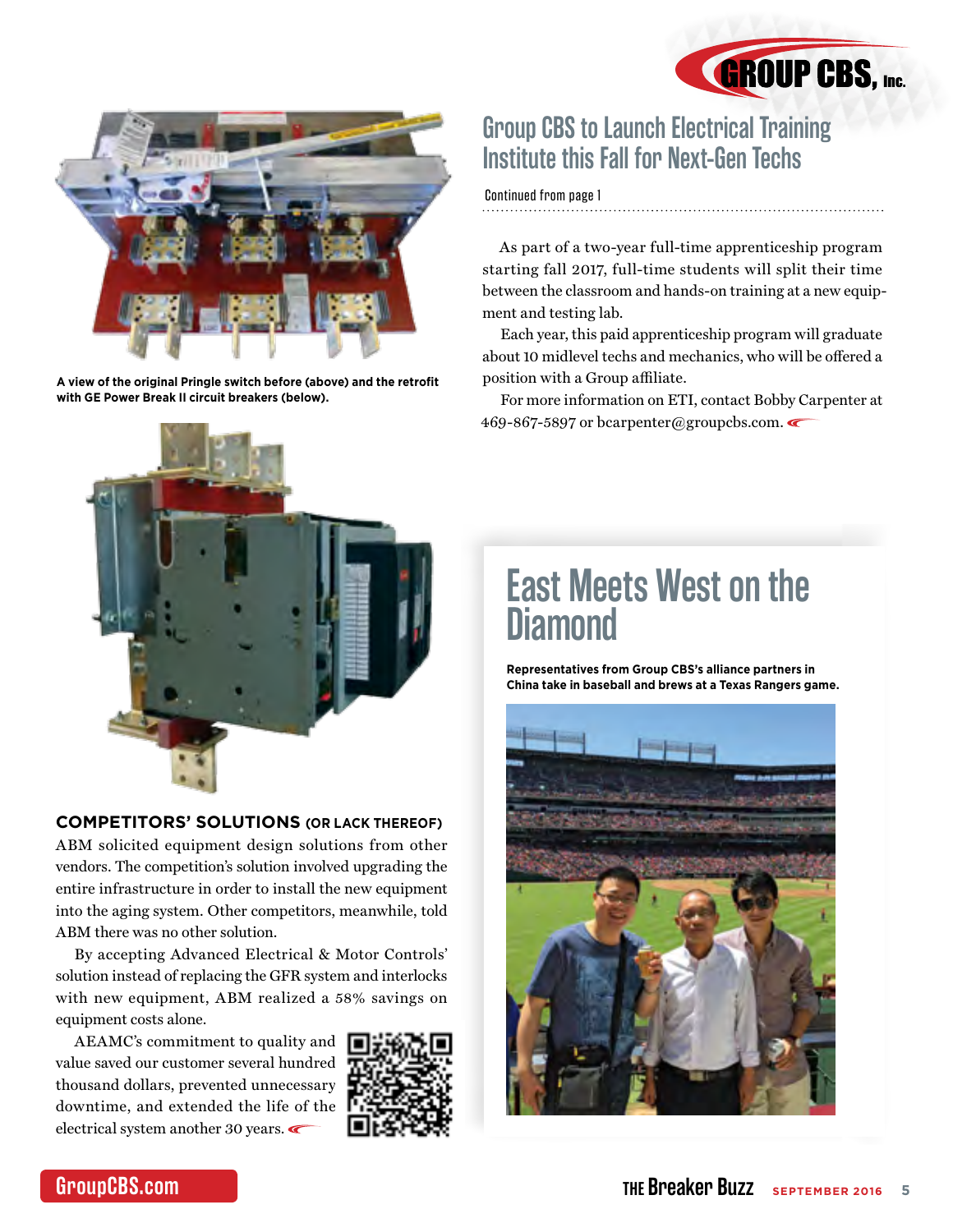A view of the original Pringle switch before (above) and the retrofit with GE Power Break II circuit breakers (below).

### COMPETITORS' SOLUTIONS (OR LACK THEREOF)

ABM solicited equipment design solutions from other vendors. The competition's solution involved upgrading the entire infrastructure in order to install the new equipment into the aging system. Other competitors, meanwhile, told ABM there was no other solution.

By accepting Advanced Electrical & Motor Controls' solution instead of replacing the GFR system and interlocks with new equipment, ABM realized a 58% savings on equipment costs alone.

AEAMC's commitment to quality and value saved our customer several hundred thousand dollars, prevented unnecessary downtime, and extended the life of the electrical system another 30 years.

## Group CBS to Launch Electrical Training Institute this Fall for Next-Gen Techs

Continued from page 1

As part of a two-year full-time apprenticeship program starting fall 2017, full-time students will split their time between the classroom and hands-on training at a new equipment and testing lab.

Each year, this paid apprenticeship program will graduate about 10 midlevel techs and mechanics, who will be offered a position with a Group affiliate.

For more information on ETI, contact Bobby Carpenter at 469-867-5897 or bcarpenter@groupcbs.com.

## East Meets West on the Diamond

**Representatives from Group CBS's alliance partners in China take in baseball and brews at a Texas Rangers game.**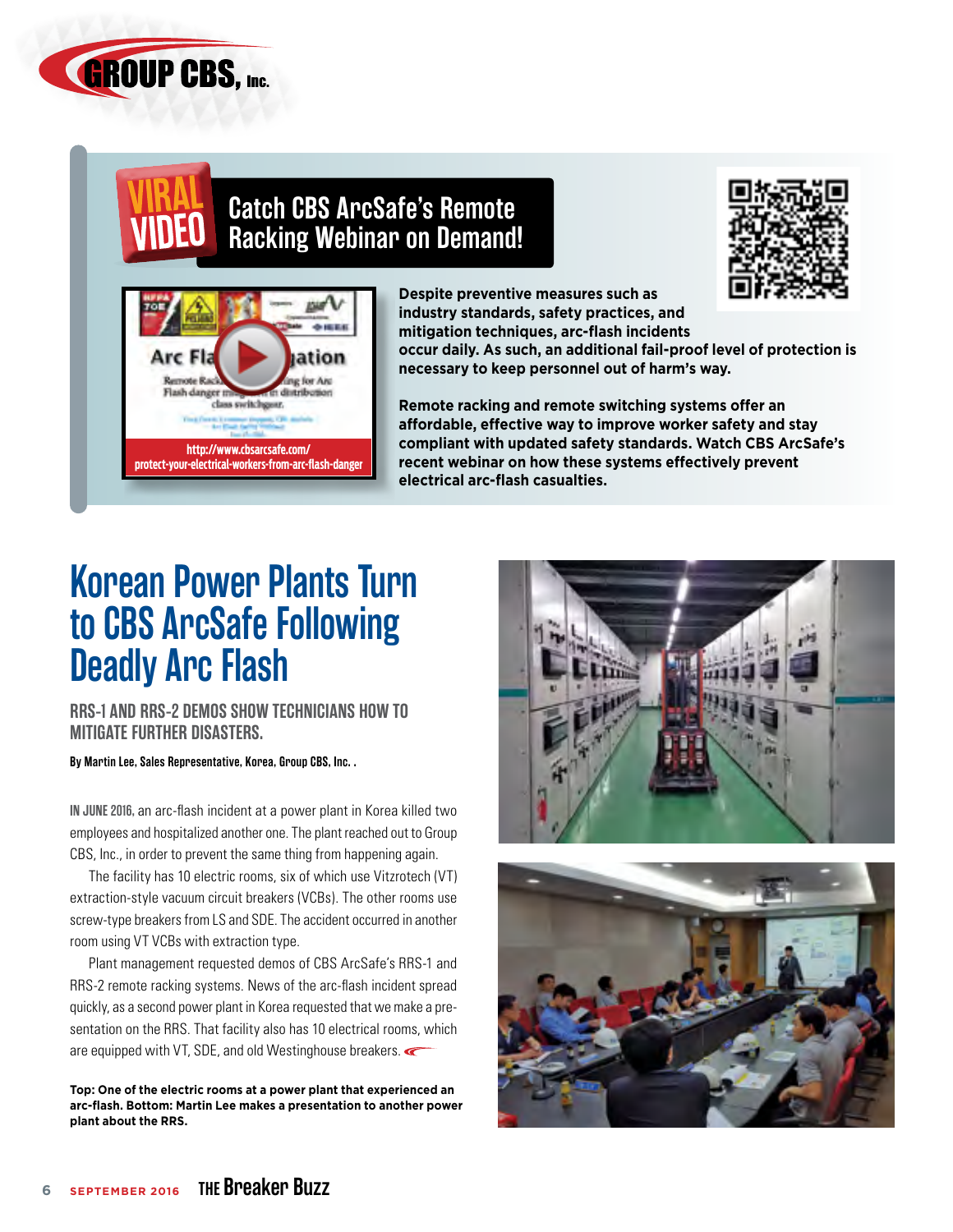## VIRAL VIDEO

### Catch CBS ArcSafe's Remote Racking Webinar on Demand!

http://www.cbsarcsafe.com/protect-your-electrical-workers-from-arc-flash-danger

**Despite preventive measures such as industry standards, safety practices, and mitigation techniques, arc-flash incidents occur daily. As such, an additional fail-proof level of protection is necessary to keep personnel out of harm's way.**

**Remote racking and remote switching systems offer an affordable, effective way to improve worker safety and stay compliant with updated safety standards. Watch CBS ArcSafe's recent webinar on how these systems effectively prevent electrical arc-flash casualties.**

# Korean Power Plants Turn to CBS ArcSafe Following Deadly Arc Flash

## RRS-1 AND RRS-2 DEMOS SHOW TECHNICIANS HOW TO MITIGATE FURTHER DISASTERS.

**By Martin Lee, Sales Representative, Korea, Group CBS, Inc. .**

IN JUNE 2016, an arc-flash incident at a power plant in Korea killed two employees and hospitalized another one. The plant reached out to Group CBS, Inc., in order to prevent the same thing from happening again.

The facility has 10 electric rooms, six of which use Vitzrotech (VT) extraction-style vacuum circuit breakers (VCBs). The other rooms use screw-type breakers from LS and SDE. The accident occurred in another room using VT VCBs with extraction type.

Plant management requested demos of CBS ArcSafe's RRS-1 and RRS-2 remote racking systems. News of the arc-flash incident spread quickly, as a second power plant in Korea requested that we make a presentation on the RRS. That facility also has 10 electrical rooms, which are equipped with VT, SDE, and old Westinghouse breakers.

**Top: One of the electric rooms at a power plant that experienced an arc-flash. Bottom: Martin Lee makes a presentation to another power plant about the RRS.**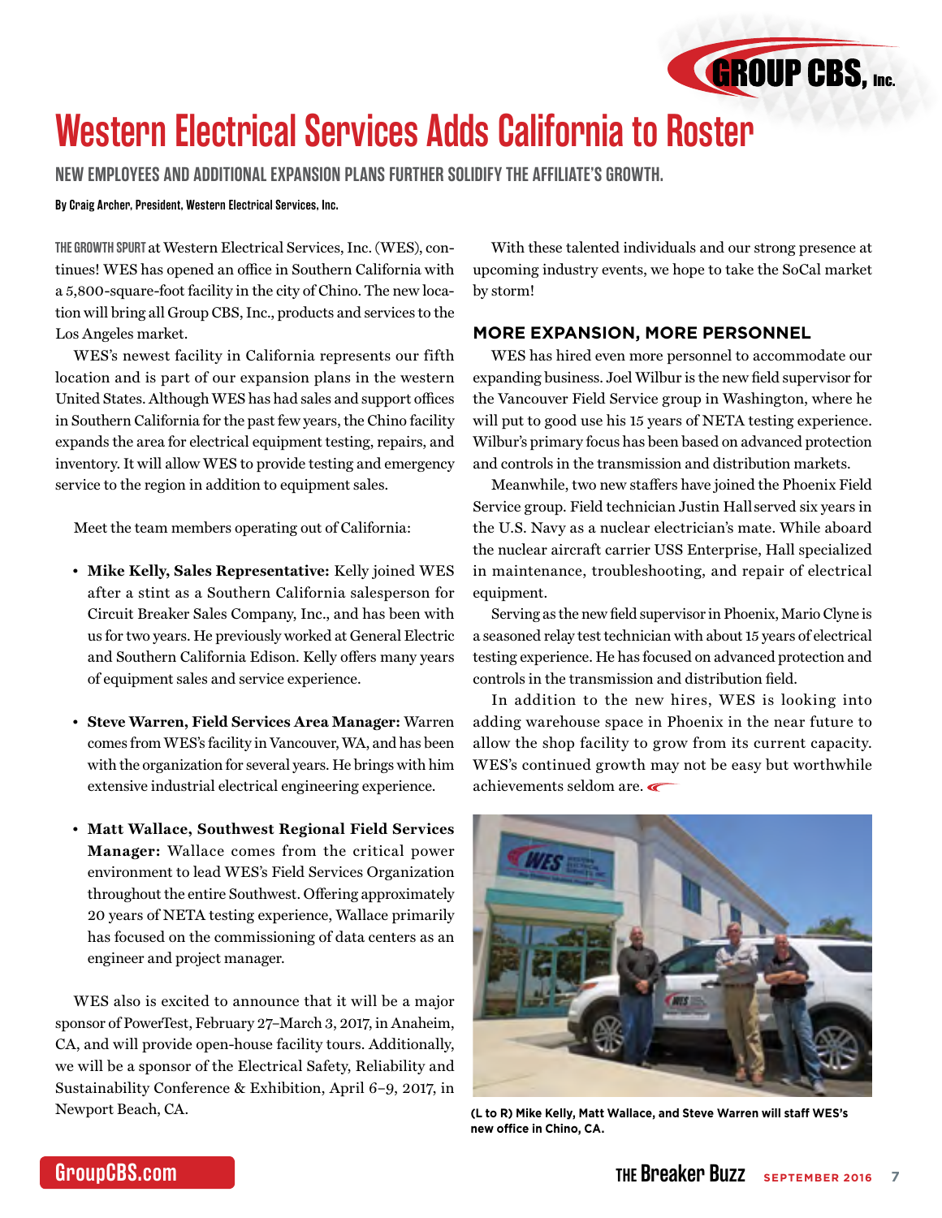# Western Electrical Services Adds California to Roster

## NEW EMPLOYEES AND ADDITIONAL EXPANSION PLANS FURTHER SOLIDIFY THE AFFILIATE'S GROWTH.

**By Craig Archer, President, Western Electrical Services, Inc.**

THE GROWTH SPURT at Western Electrical Services, Inc. (WES), continues! WES has opened an office in Southern California with a 5,800-square-foot facility in the city of Chino. The new location will bring all Group CBS, Inc., products and services to the Los Angeles market.

WES's newest facility in California represents our fifth location and is part of our expansion plans in the western United States. Although WES has had sales and support offices in Southern California for the past few years, the Chino facility expands the area for electrical equipment testing, repairs, and inventory. It will allow WES to provide testing and emergency service to the region in addition to equipment sales.

Meet the team members operating out of California:

- **Mike Kelly, Sales Representative:** Kelly joined WES after a stint as a Southern California salesperson for Circuit Breaker Sales Company, Inc., and has been with us for two years. He previously worked at General Electric and Southern California Edison. Kelly offers many years of equipment sales and service experience.
- **Steve Warren, Field Services Area Manager:** Warren comes from WES's facility in Vancouver, WA, and has been with the organization for several years. He brings with him extensive industrial electrical engineering experience.
- **Matt Wallace, Southwest Regional Field Services Manager:** Wallace comes from the critical power environment to lead WES's Field Services Organization throughout the entire Southwest. Offering approximately 20 years of NETA testing experience, Wallace primarily has focused on the commissioning of data centers as an engineer and project manager.

WES also is excited to announce that it will be a major sponsor of PowerTest, February 27–March 3, 2017, in Anaheim, CA, and will provide open-house facility tours. Additionally, we will be a sponsor of the Electrical Safety, Reliability and Sustainability Conference & Exhibition, April 6–9, 2017, in Newport Beach, CA.

With these talented individuals and our strong presence at upcoming industry events, we hope to take the SoCal market by storm!

### MORE EXPANSION, MORE PERSONNEL

WES has hired even more personnel to accommodate our expanding business. Joel Wilbur is the new field supervisor for the Vancouver Field Service group in Washington, where he will put to good use his 15 years of NETA testing experience. Wilbur's primary focus has been based on advanced protection and controls in the transmission and distribution markets.

Meanwhile, two new staffers have joined the Phoenix Field Service group. Field technician Justin Hall served six years in the U.S. Navy as a nuclear electrician's mate. While aboard the nuclear aircraft carrier USS Enterprise, Hall specialized in maintenance, troubleshooting, and repair of electrical equipment.

Serving as the new field supervisor in Phoenix, Mario Clyne is a seasoned relay test technician with about 15 years of electrical testing experience. He has focused on advanced protection and controls in the transmission and distribution field.

In addition to the new hires, WES is looking into adding warehouse space in Phoenix in the near future to allow the shop facility to grow from its current capacity. WES's continued growth may not be easy but worthwhile achievements seldom are.

(L to R) Mike Kelly, Matt Wallace, and Steve Warren will staff WES's new office in Chino, CA.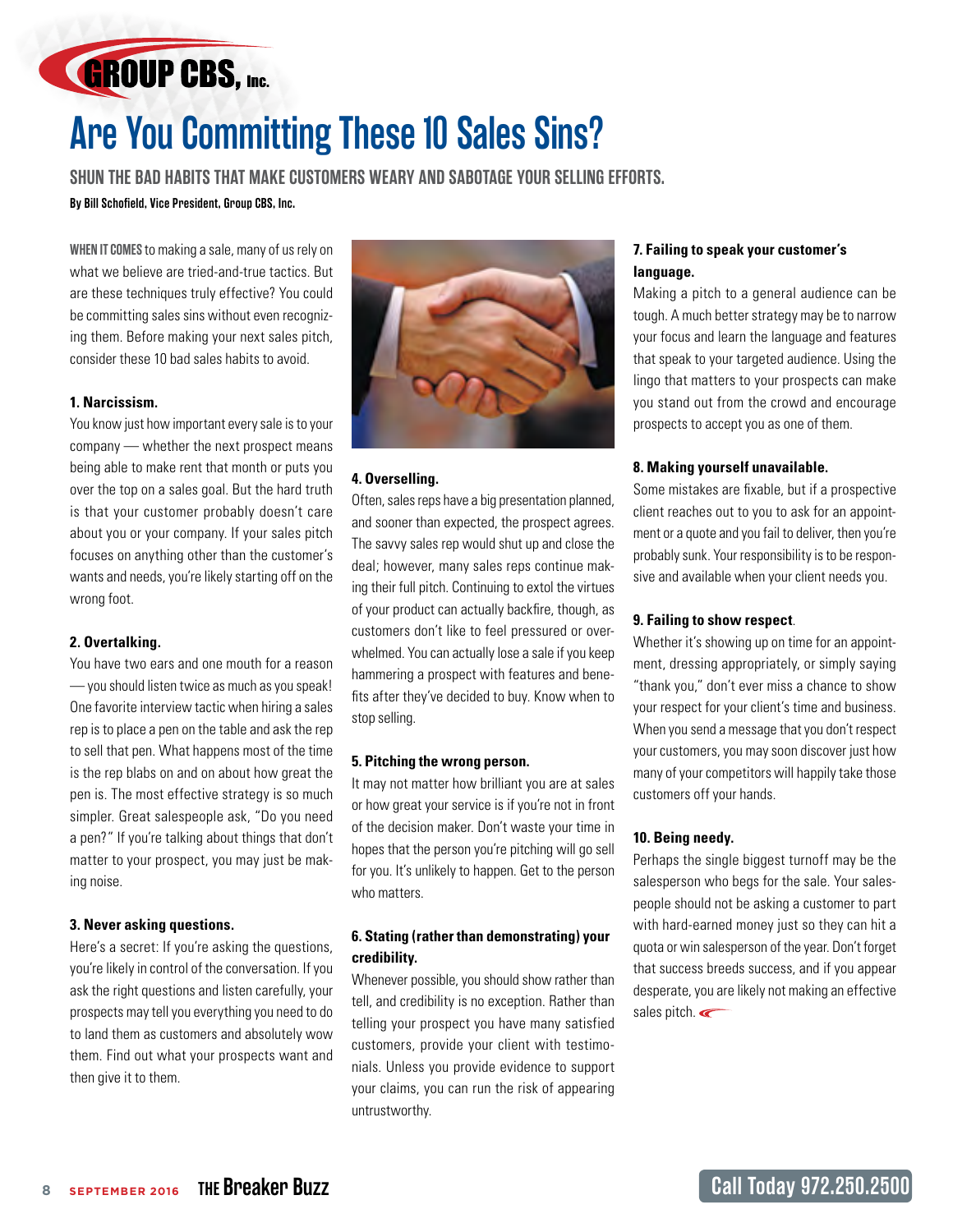# Are You Committing These 10 Sales Sins?

## SHUN THE BAD HABITS THAT MAKE CUSTOMERS WEARY AND SABOTAGE YOUR SELLING EFFORTS.

**By Bill Schofield, Vice President, Group CBS, Inc.**

WHEN IT COMES to making a sale, many of us rely on what we believe are tried-and-true tactics. But are these techniques truly effective? You could be committing sales sins without even recognizing them. Before making your next sales pitch, consider these 10 bad sales habits to avoid.

**1. Narcissism.**

You know just how important every sale is to your company — whether the next prospect means being able to make rent that month or puts you over the top on a sales goal. But the hard truth is that your customer probably doesn't care about you or your company. If your sales pitch focuses on anything other than the customer's wants and needs, you're likely starting off on the wrong foot.

**2. Overtalking.**

You have two ears and one mouth for a reason — you should listen twice as much as you speak! One favorite interview tactic when hiring a sales rep is to place a pen on the table and ask the rep to sell that pen. What happens most of the time is the rep blabs on and on about how great the pen is. The most effective strategy is so much simpler. Great salespeople ask, "Do you need a pen?" If you're talking about things that don't matter to your prospect, you may just be making noise.

**3. Never asking questions.**

Here's a secret: If you're asking the questions, you're likely in control of the conversation. If you ask the right questions and listen carefully, your prospects may tell you everything you need to do to land them as customers and absolutely wow them. Find out what your prospects want and then give it to them.

**4. Overselling.**

Often, sales reps have a big presentation planned, and sooner than expected, the prospect agrees. The savvy sales rep would shut up and close the deal; however, many sales reps continue making their full pitch. Continuing to extol the virtues of your product can actually backfire, though, as customers don't like to feel pressured or overwhelmed. You can actually lose a sale if you keep hammering a prospect with features and benefits after they've decided to buy. Know when to stop selling.

**5. Pitching the wrong person.**

It may not matter how brilliant you are at sales or how great your service is if you're not in front of the decision maker. Don't waste your time in hopes that the person you're pitching will go sell for you. It's unlikely to happen. Get to the person who matters.

**6. Stating (rather than demonstrating) your credibility.**

Whenever possible, you should show rather than tell, and credibility is no exception. Rather than telling your prospect you have many satisfied customers, provide your client with testimonials. Unless you provide evidence to support your claims, you can run the risk of appearing untrustworthy.

**7. Failing to speak your customer's language.**

Making a pitch to a general audience can be tough. A much better strategy may be to narrow your focus and learn the language and features that speak to your targeted audience. Using the lingo that matters to your prospects can make you stand out from the crowd and encourage prospects to accept you as one of them.

**8. Making yourself unavailable.**

Some mistakes are fixable, but if a prospective client reaches out to you to ask for an appointment or a quote and you fail to deliver, then you're probably sunk. Your responsibility is to be responsive and available when your client needs you.

**9. Failing to show respect.**

Whether it's showing up on time for an appointment, dressing appropriately, or simply saying "thank you," don't ever miss a chance to show your respect for your client's time and business. When you send a message that you don't respect your customers, you may soon discover just how many of your competitors will happily take those customers off your hands.

**10. Being needy.**

Perhaps the single biggest turnoff may be the salesperson who begs for the sale. Your salespeople should not be asking a customer to part with hard-earned money just so they can hit a quota or win salesperson of the year. Don't forget that success breeds success, and if you appear desperate, you are likely not making an effective sales pitch.

Call Today 972.250.2500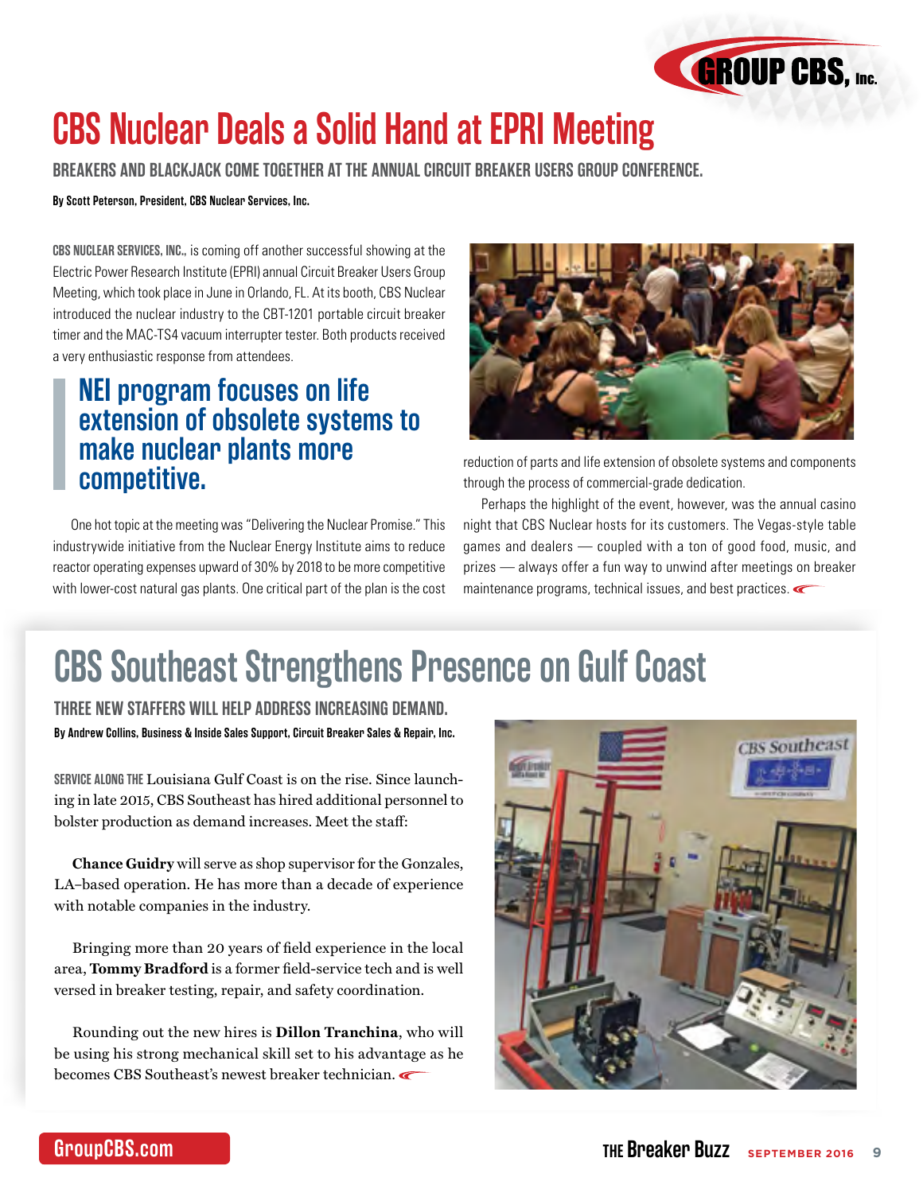# CBS Nuclear Deals a Solid Hand at EPRI Meeting

**BREAKERS AND BLACKJACK COME TOGETHER AT THE ANNUAL CIRCUIT BREAKER USERS GROUP CONFERENCE.**

**By Scott Peterson, President, CBS Nuclear Services, Inc.**

CBS NUCLEAR SERVICES, INC., is coming off another successful showing at the Electric Power Research Institute (EPRI) annual Circuit Breaker Users Group Meeting, which took place in June in Orlando, FL. At its booth, CBS Nuclear introduced the nuclear industry to the CBT-1201 portable circuit breaker timer and the MAC-TS4 vacuum interrupter tester. Both products received a very enthusiastic response from attendees.

> **NEI program focuses on life extension of obsolete systems to make nuclear plants more competitive.**

One hot topic at the meeting was "Delivering the Nuclear Promise." This industrywide initiative from the Nuclear Energy Institute aims to reduce reactor operating expenses upward of 30% by 2018 to be more competitive with lower-cost natural gas plants. One critical part of the plan is the cost reduction of parts and life extension of obsolete systems and components through the process of commercial-grade dedication.

Perhaps the highlight of the event, however, was the annual casino night that CBS Nuclear hosts for its customers. The Vegas-style table games and dealers — coupled with a ton of good food, music, and prizes — always offer a fun way to unwind after meetings on breaker maintenance programs, technical issues, and best practices.

# CBS Southeast Strengthens Presence on Gulf Coast

**THREE NEW STAFFERS WILL HELP ADDRESS INCREASING DEMAND.**

**By Andrew Collins, Business & Inside Sales Support, Circuit Breaker Sales & Repair, Inc.**

SERVICE ALONG THE Louisiana Gulf Coast is on the rise. Since launching in late 2015, CBS Southeast has hired additional personnel to bolster production as demand increases. Meet the staff:

**Chance Guidry** will serve as shop supervisor for the Gonzales, LA–based operation. He has more than a decade of experience with notable companies in the industry.

Bringing more than 20 years of field experience in the local area, **Tommy Bradford** is a former field-service tech and is well versed in breaker testing, repair, and safety coordination.

Rounding out the new hires is **Dillon Tranchina**, who will be using his strong mechanical skill set to his advantage as he becomes CBS Southeast's newest breaker technician.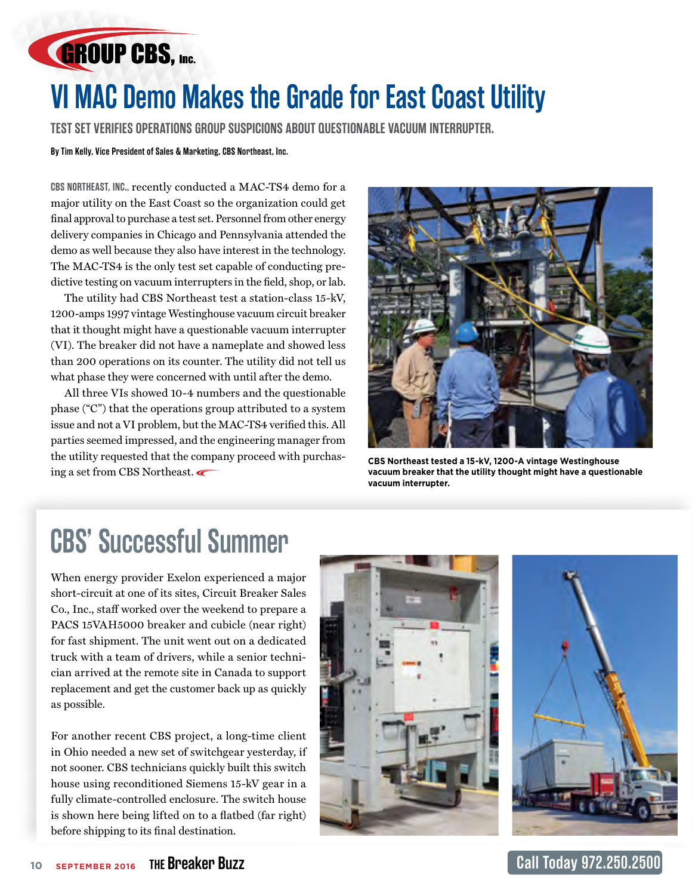# VI MAC Demo Makes the Grade for East Coast Utility

## TEST SET VERIFIES OPERATIONS GROUP SUSPICIONS ABOUT QUESTIONABLE VACUUM INTERRUPTER.

**By Tim Kelly, Vice President of Sales & Marketing, CBS Northeast, Inc.**

CBS NORTHEAST, INC., recently conducted a MAC-TS4 demo for a major utility on the East Coast so the organization could get final approval to purchase a test set. Personnel from other energy delivery companies in Chicago and Pennsylvania attended the demo as well because they also have interest in the technology. The MAC-TS4 is the only test set capable of conducting predictive testing on vacuum interrupters in the field, shop, or lab.

The utility had CBS Northeast test a station-class 15-kV, 1200-amps 1997 vintage Westinghouse vacuum circuit breaker that it thought might have a questionable vacuum interrupter (VI). The breaker did not have a nameplate and showed less than 200 operations on its counter. The utility did not tell us what phase they were concerned with until after the demo.

All three VIs showed 10-4 numbers and the questionable phase ("C") that the operations group attributed to a system issue and not a VI problem, but the MAC-TS4 verified this. All parties seemed impressed, and the engineering manager from the utility requested that the company proceed with purchasing a set from CBS Northeast.

**CBS Northeast tested a 15-kV, 1200-A vintage Westinghouse vacuum breaker that the utility thought might have a questionable vacuum interrupter.**

# CBS' Successful Summer

When energy provider Exelon experienced a major short-circuit at one of its sites, Circuit Breaker Sales Co., Inc., staff worked over the weekend to prepare a PACS 15VAH5000 breaker and cubicle (near right) for fast shipment. The unit went out on a dedicated truck with a team of drivers, while a senior technician arrived at the remote site in Canada to support replacement and get the customer back up as quickly as possible.

For another recent CBS project, a long-time client in Ohio needed a new set of switchgear yesterday, if not sooner. CBS technicians quickly built this switch house using reconditioned Siemens 15-kV gear in a fully climate-controlled enclosure. The switch house is shown here being lifted on to a flatbed (far right) before shipping to its final destination.

Call Today 972.250.2500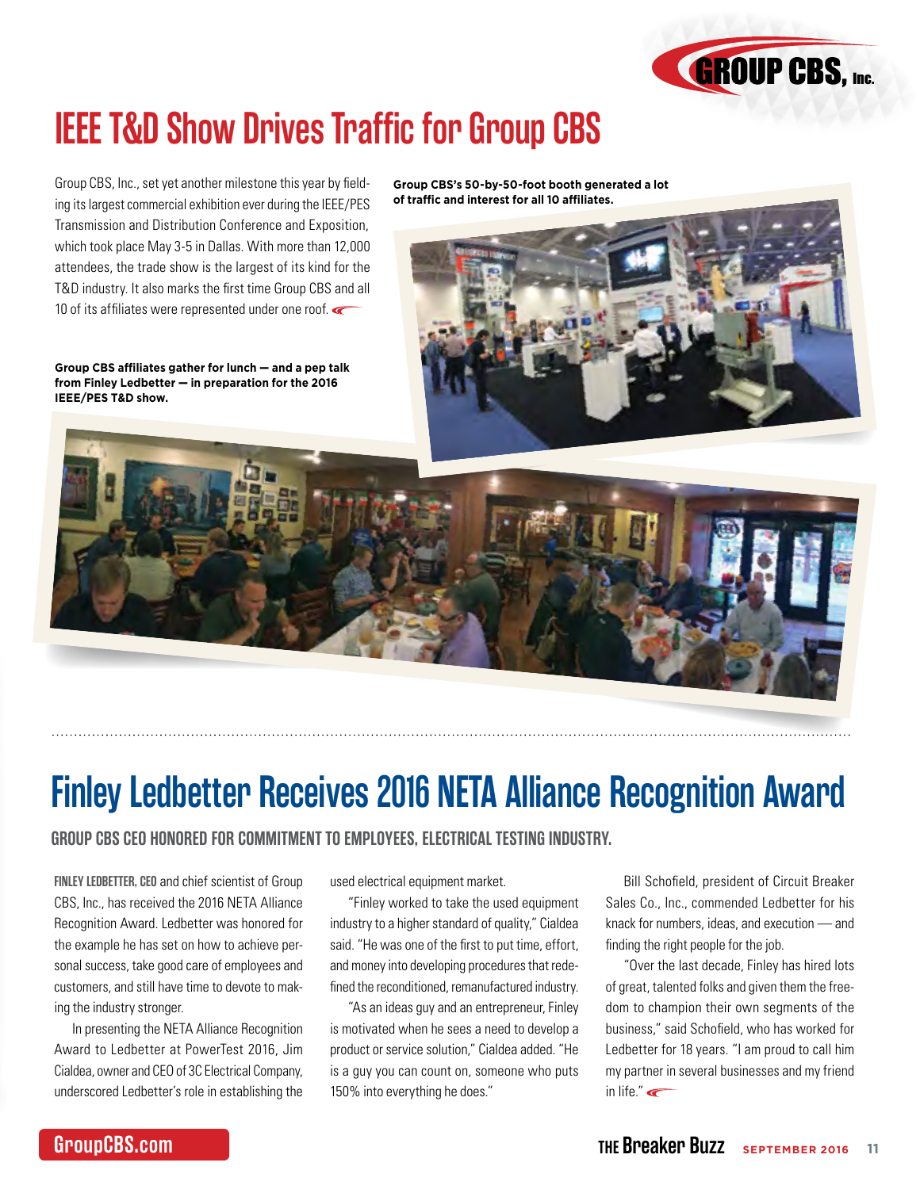# IEEE T&D Show Drives Traffic for Group CBS

Group CBS, Inc., set yet another milestone this year by fielding its largest commercial exhibition ever during the IEEE/PES Transmission and Distribution Conference and Exposition, which took place May 3-5 in Dallas. With more than 12,000 attendees, the trade show is the largest of its kind for the T&D industry. It also marks the first time Group CBS and all 10 of its affiliates were represented under one roof.

**Group CBS's 50-by-50-foot booth generated a lot of traffic and interest for all 10 affiliates.**

**Group CBS affiliates gather for lunch — and a pep talk from Finley Ledbetter — in preparation for the 2016 IEEE/PES T&D show.**

# Finley Ledbetter Receives 2016 NETA Alliance Recognition Award

## GROUP CBS CEO HONORED FOR COMMITMENT TO EMPLOYEES, ELECTRICAL TESTING INDUSTRY.

**FINLEY LEDBETTER, CEO** and chief scientist of Group CBS, Inc., has received the 2016 NETA Alliance Recognition Award. Ledbetter was honored for the example he has set on how to achieve personal success, take good care of employees and customers, and still have time to devote to making the industry stronger.

In presenting the NETA Alliance Recognition Award to Ledbetter at PowerTest 2016, Jim Cialdea, owner and CEO of 3C Electrical Company, underscored Ledbetter's role in establishing the used electrical equipment market.

"Finley worked to take the used equipment industry to a higher standard of quality," Cialdea said. "He was one of the first to put time, effort, and money into developing procedures that redefined the reconditioned, remanufactured industry.

"As an ideas guy and an entrepreneur, Finley is motivated when he sees a need to develop a product or service solution," Cialdea added. "He is a guy you can count on, someone who puts 150% into everything he does."

Bill Schofield, president of Circuit Breaker Sales Co., Inc., commended Ledbetter for his knack for numbers, ideas, and execution — and finding the right people for the job.

"Over the last decade, Finley has hired lots of great, talented folks and given them the freedom to champion their own segments of the business," said Schofield, who has worked for Ledbetter for 18 years. "I am proud to call him my partner in several businesses and my friend in life."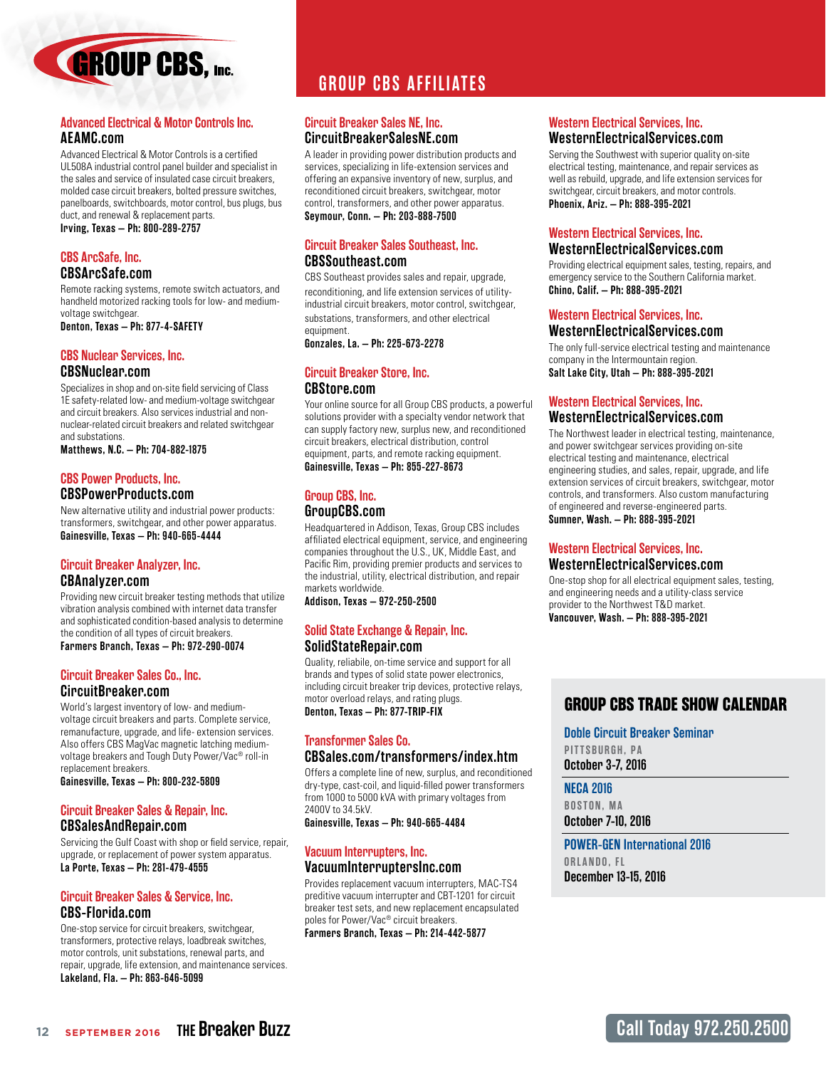# GROUP CBS, Inc.

## GROUP CBS AFFILIATES

### Advanced Electrical & Motor Controls Inc.
**AEAMC.com**

Advanced Electrical & Motor Controls is a certified UL508A industrial control panel builder and specialist in the sales and service of insulated case circuit breakers, molded case circuit breakers, bolted pressure switches, panelboards, switchboards, motor control, bus plugs, bus duct, and renewal & replacement parts.
**Irving, Texas – Ph: 800-289-2757**

### CBS ArcSafe, Inc.
**CBSArcSafe.com**

Remote racking systems, remote switch actuators, and handheld motorized racking tools for low- and medium-voltage switchgear.
**Denton, Texas – Ph: 877-4-SAFETY**

### CBS Nuclear Services, Inc.
**CBSNuclear.com**

Specializes in shop and on-site field servicing of Class 1E safety-related low- and medium-voltage switchgear and circuit breakers. Also services industrial and non-nuclear-related circuit breakers and related switchgear and substations.
**Matthews, N.C. – Ph: 704-882-1875**

### CBS Power Products, Inc.
**CBSPowerProducts.com**

New alternative utility and industrial power products: transformers, switchgear, and other power apparatus.
**Gainesville, Texas – Ph: 940-665-4444**

### Circuit Breaker Analyzer, Inc.
**CBAnalyzer.com**

Providing new circuit breaker testing methods that utilize vibration analysis combined with internet data transfer and sophisticated condition-based analysis to determine the condition of all types of circuit breakers.
**Farmers Branch, Texas – Ph: 972-290-0074**

### Circuit Breaker Sales Co., Inc.
**CircuitBreaker.com**

World's largest inventory of low- and medium-voltage circuit breakers and parts. Complete service, remanufacture, upgrade, and life- extension services. Also offers CBS MagVac magnetic latching medium-voltage breakers and Tough Duty Power/Vac® roll-in replacement breakers.
**Gainesville, Texas – Ph: 800-232-5809**

### Circuit Breaker Sales & Repair, Inc.
**CBSalesAndRepair.com**

Servicing the Gulf Coast with shop or field service, repair, upgrade, or replacement of power system apparatus.
**La Porte, Texas – Ph: 281-479-4555**

### Circuit Breaker Sales & Service, Inc.
**CBS-Florida.com**

One-stop service for circuit breakers, switchgear, transformers, protective relays, loadbreak switches, motor controls, unit substations, renewal parts, and repair, upgrade, life extension, and maintenance services.
**Lakeland, Fla. – Ph: 863-646-5099**

### Circuit Breaker Sales NE, Inc.
**CircuitBreakerSalesNE.com**

A leader in providing power distribution products and services, specializing in life-extension services and offering an expansive inventory of new, surplus, and reconditioned circuit breakers, switchgear, motor control, transformers, and other power apparatus.
**Seymour, Conn. – Ph: 203-888-7500**

### Circuit Breaker Sales Southeast, Inc.
**CBSSoutheast.com**

CBS Southeast provides sales and repair, upgrade, reconditioning, and life extension services of utility-industrial circuit breakers, motor control, switchgear, substations, transformers, and other electrical equipment.
**Gonzales, La. – Ph: 225-673-2278**

### Circuit Breaker Store, Inc.
**CBStore.com**

Your online source for all Group CBS products, a powerful solutions provider with a specialty vendor network that can supply factory new, surplus new, and reconditioned circuit breakers, electrical distribution, control equipment, parts, and remote racking equipment.
**Gainesville, Texas – Ph: 855-227-8673**

### Group CBS, Inc.
**GroupCBS.com**

Headquartered in Addison, Texas, Group CBS includes affiliated electrical equipment, service, and engineering companies throughout the U.S., UK, Middle East, and Pacific Rim, providing premier products and services to the industrial, utility, electrical distribution, and repair markets worldwide.
**Addison, Texas – 972-250-2500**

### Solid State Exchange & Repair, Inc.
**SolidStateRepair.com**

Quality, reliabile, on-time service and support for all brands and types of solid state power electronics, including circuit breaker trip devices, protective relays, motor overload relays, and rating plugs.
**Denton, Texas – Ph: 877-TRIP-FIX**

### Transformer Sales Co.
**CBSales.com/transformers/index.htm**

Offers a complete line of new, surplus, and reconditioned dry-type, cast-coil, and liquid-filled power transformers from 1000 to 5000 kVA with primary voltages from 2400V to 34.5kV.
**Gainesville, Texas – Ph: 940-665-4484**

### Vacuum Interrupters, Inc.
**VacuumInterruptersInc.com**

Provides replacement vacuum interrupters, MAC-TS4 preditive vacuum interrupter and CBT-1201 for circuit breaker test sets, and new replacement encapsulated poles for Power/Vac® circuit breakers.
**Farmers Branch, Texas – Ph: 214-442-5877**

### Western Electrical Services, Inc.
**WesternElectricalServices.com**

Serving the Southwest with superior quality on-site electrical testing, maintenance, and repair services as well as rebuild, upgrade, and life extension services for switchgear, circuit breakers, and motor controls.
**Phoenix, Ariz. – Ph: 888-395-2021**

### Western Electrical Services, Inc.
**WesternElectricalServices.com**

Providing electrical equipment sales, testing, repairs, and emergency service to the Southern California market.
**Chino, Calif. – Ph: 888-395-2021**

### Western Electrical Services, Inc.
**WesternElectricalServices.com**

The only full-service electrical testing and maintenance company in the Intermountain region.
**Salt Lake City, Utah – Ph: 888-395-2021**

### Western Electrical Services, Inc.
**WesternElectricalServices.com**

The Northwest leader in electrical testing, maintenance, and power switchgear services providing on-site electrical testing and maintenance, electrical engineering studies, and sales, repair, upgrade, and life extension services of circuit breakers, switchgear, motor controls, and transformers. Also custom manufacturing of engineered and reverse-engineered parts.
**Sumner, Wash. – Ph: 888-395-2021**

### Western Electrical Services, Inc.
**WesternElectricalServices.com**

One-stop shop for all electrical equipment sales, testing, and engineering needs and a utility-class service provider to the Northwest T&D market.
**Vancouver, Wash. – Ph: 888-395-2021**

## GROUP CBS TRADE SHOW CALENDAR

**Doble Circuit Breaker Seminar**
PITTSBURGH, PA
**October 3-7, 2016**

**NECA 2016**
BOSTON, MA
**October 7-10, 2016**

**POWER-GEN International 2016**
ORLANDO, FL
**December 13-15, 2016**

**Call Today 972.250.2500**